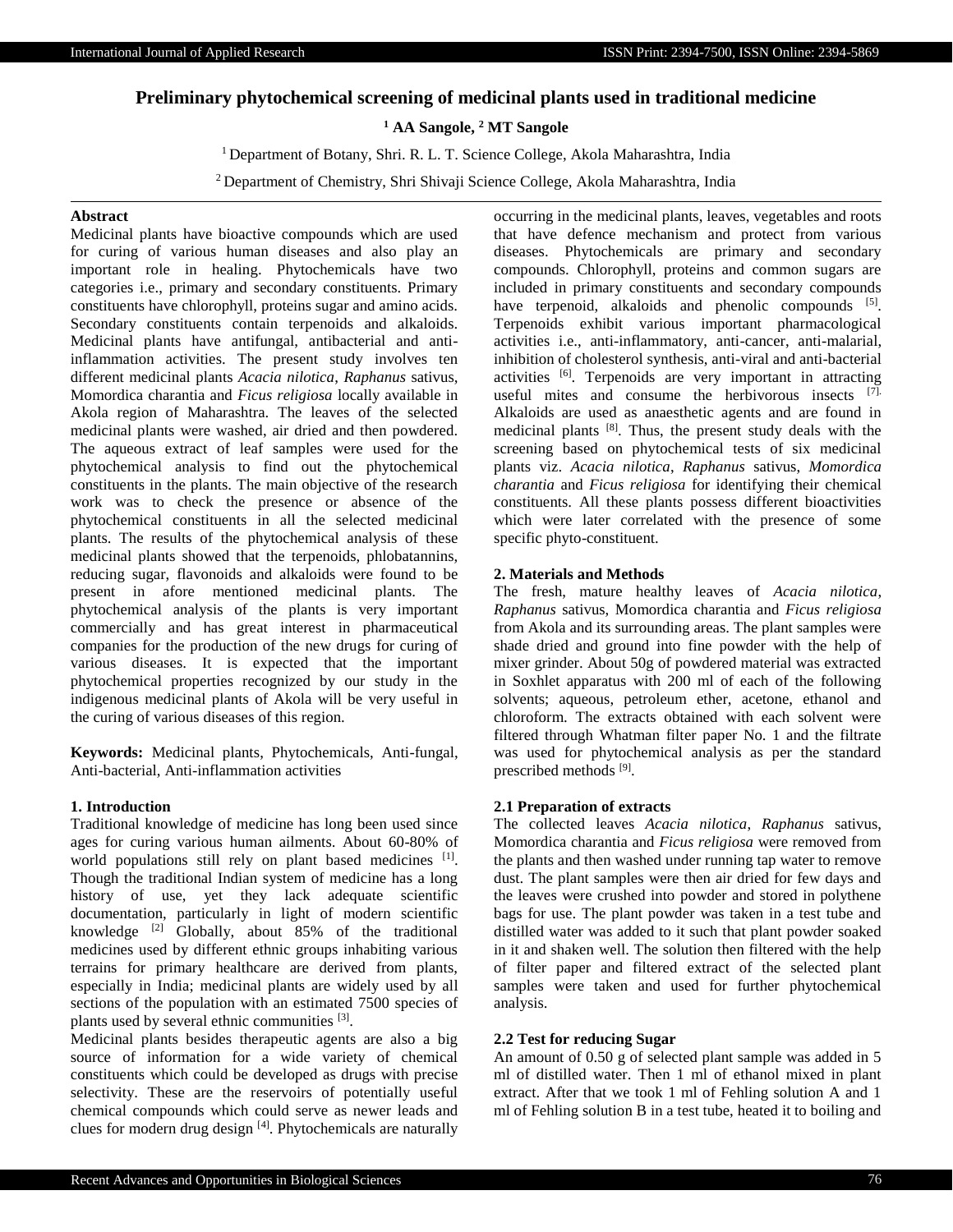# Preliminary phytochemical screening of medicinal plants used in traditional medicine

**[1] AA Sangole, [2] MT Sangole**

[1] Department of Botany, Shri. R. L. T. Science College, Akola Maharashtra, India

[2] Department of Chemistry, Shri Shivaji Science College, Akola Maharashtra, India

## Abstract

Medicinal plants have bioactive compounds which are used for curing of various human diseases and also play an important role in healing. Phytochemicals have two categories i.e., primary and secondary constituents. Primary constituents have chlorophyll, proteins sugar and amino acids. Secondary constituents contain terpenoids and alkaloids. Medicinal plants have antifungal, antibacterial and anti-inflammation activities. The present study involves ten different medicinal plants *Acacia nilotica*, *Raphanus* sativus, Momordica charantia and *Ficus religiosa* locally available in Akola region of Maharashtra. The leaves of the selected medicinal plants were washed, air dried and then powdered. The aqueous extract of leaf samples were used for the phytochemical analysis to find out the phytochemical constituents in the plants. The main objective of the research work was to check the presence or absence of the phytochemical constituents in all the selected medicinal plants. The results of the phytochemical analysis of these medicinal plants showed that the terpenoids, phlobatannins, reducing sugar, flavonoids and alkaloids were found to be present in afore mentioned medicinal plants. The phytochemical analysis of the plants is very important commercially and has great interest in pharmaceutical companies for the production of the new drugs for curing of various diseases. It is expected that the important phytochemical properties recognized by our study in the indigenous medicinal plants of Akola will be very useful in the curing of various diseases of this region.

**Keywords:** Medicinal plants, Phytochemicals, Anti-fungal, Anti-bacterial, Anti-inflammation activities

## 1. Introduction

Traditional knowledge of medicine has long been used since ages for curing various human ailments. About 60-80% of world populations still rely on plant based medicines [1]. Though the traditional Indian system of medicine has a long history of use, yet they lack adequate scientific documentation, particularly in light of modern scientific knowledge [2] Globally, about 85% of the traditional medicines used by different ethnic groups inhabiting various terrains for primary healthcare are derived from plants, especially in India; medicinal plants are widely used by all sections of the population with an estimated 7500 species of plants used by several ethnic communities [3].

Medicinal plants besides therapeutic agents are also a big source of information for a wide variety of chemical constituents which could be developed as drugs with precise selectivity. These are the reservoirs of potentially useful chemical compounds which could serve as newer leads and clues for modern drug design [4]. Phytochemicals are naturally occurring in the medicinal plants, leaves, vegetables and roots that have defence mechanism and protect from various diseases. Phytochemicals are primary and secondary compounds. Chlorophyll, proteins and common sugars are included in primary constituents and secondary compounds have terpenoid, alkaloids and phenolic compounds [5]. Terpenoids exhibit various important pharmacological activities i.e., anti-inflammatory, anti-cancer, anti-malarial, inhibition of cholesterol synthesis, anti-viral and anti-bacterial activities [6]. Terpenoids are very important in attracting useful mites and consume the herbivorous insects [7]. Alkaloids are used as anaesthetic agents and are found in medicinal plants [8]. Thus, the present study deals with the screening based on phytochemical tests of six medicinal plants viz. *Acacia nilotica*, *Raphanus* sativus, *Momordica charantia* and *Ficus religiosa* for identifying their chemical constituents. All these plants possess different bioactivities which were later correlated with the presence of some specific phyto-constituent.

## 2. Materials and Methods

The fresh, mature healthy leaves of *Acacia nilotica*, *Raphanus* sativus, Momordica charantia and *Ficus religiosa* from Akola and its surrounding areas. The plant samples were shade dried and ground into fine powder with the help of mixer grinder. About 50g of powdered material was extracted in Soxhlet apparatus with 200 ml of each of the following solvents; aqueous, petroleum ether, acetone, ethanol and chloroform. The extracts obtained with each solvent were filtered through Whatman filter paper No. 1 and the filtrate was used for phytochemical analysis as per the standard prescribed methods [9].

### 2.1 Preparation of extracts

The collected leaves *Acacia nilotica*, *Raphanus* sativus, Momordica charantia and *Ficus religiosa* were removed from the plants and then washed under running tap water to remove dust. The plant samples were then air dried for few days and the leaves were crushed into powder and stored in polythene bags for use. The plant powder was taken in a test tube and distilled water was added to it such that plant powder soaked in it and shaken well. The solution then filtered with the help of filter paper and filtered extract of the selected plant samples were taken and used for further phytochemical analysis.

### 2.2 Test for reducing Sugar

An amount of 0.50 g of selected plant sample was added in 5 ml of distilled water. Then 1 ml of ethanol mixed in plant extract. After that we took 1 ml of Fehling solution A and 1 ml of Fehling solution B in a test tube, heated it to boiling and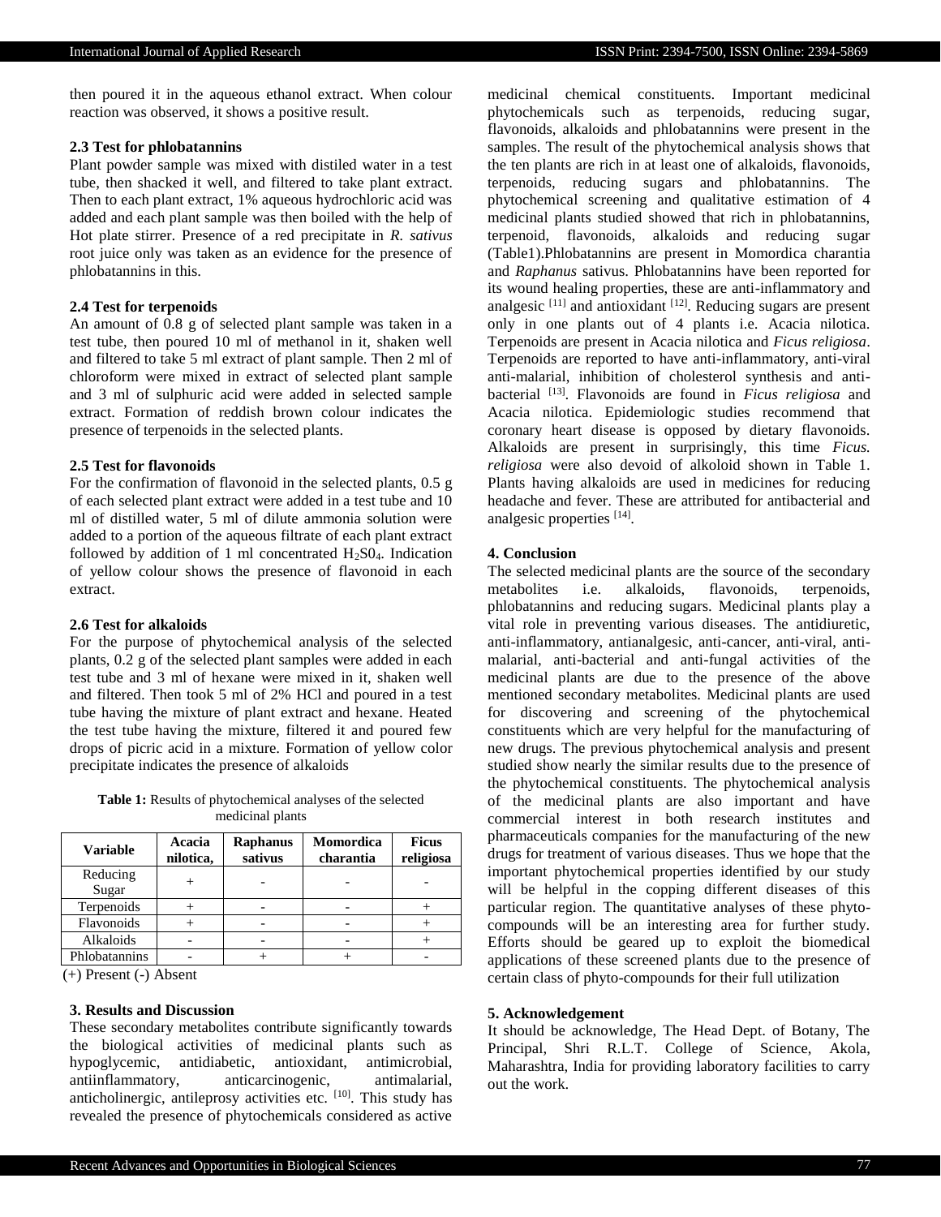then poured it in the aqueous ethanol extract. When colour reaction was observed, it shows a positive result.

### 2.3 Test for phlobatannins

Plant powder sample was mixed with distiled water in a test tube, then shacked it well, and filtered to take plant extract. Then to each plant extract, 1% aqueous hydrochloric acid was added and each plant sample was then boiled with the help of Hot plate stirrer. Presence of a red precipitate in *R. sativus* root juice only was taken as an evidence for the presence of phlobatannins in this.

### 2.4 Test for terpenoids

An amount of 0.8 g of selected plant sample was taken in a test tube, then poured 10 ml of methanol in it, shaken well and filtered to take 5 ml extract of plant sample. Then 2 ml of chloroform were mixed in extract of selected plant sample and 3 ml of sulphuric acid were added in selected sample extract. Formation of reddish brown colour indicates the presence of terpenoids in the selected plants.

### 2.5 Test for flavonoids

For the confirmation of flavonoid in the selected plants, 0.5 g of each selected plant extract were added in a test tube and 10 ml of distilled water, 5 ml of dilute ammonia solution were added to a portion of the aqueous filtrate of each plant extract followed by addition of 1 ml concentrated $H_2S0_4$. Indication of yellow colour shows the presence of flavonoid in each extract.

### 2.6 Test for alkaloids

For the purpose of phytochemical analysis of the selected plants, 0.2 g of the selected plant samples were added in each test tube and 3 ml of hexane were mixed in it, shaken well and filtered. Then took 5 ml of 2% HCl and poured in a test tube having the mixture of plant extract and hexane. Heated the test tube having the mixture, filtered it and poured few drops of picric acid in a mixture. Formation of yellow color precipitate indicates the presence of alkaloids

**Table 1:** Results of phytochemical analyses of the selected medicinal plants

| Variable | Acacia nilotica, | Raphanus sativus | Momordica charantia | Ficus religiosa |
|---|---|---|---|---|
| Reducing Sugar | + | - | - | - |
| Terpenoids | + | - | - | + |
| Flavonoids | + | - | - | + |
| Alkaloids | - | - | - | + |
| Phlobatannins | - | + | + | - |

(+) Present (-) Absent

## 3. Results and Discussion

These secondary metabolites contribute significantly towards the biological activities of medicinal plants such as hypoglycemic, antidiabetic, antioxidant, antimicrobial, antiinflammatory, anticarcinogenic, antimalarial, anticholinergic, antileprosy activities etc. [10]. This study has revealed the presence of phytochemicals considered as active medicinal chemical constituents. Important medicinal phytochemicals such as terpenoids, reducing sugar, flavonoids, alkaloids and phlobatannins were present in the samples. The result of the phytochemical analysis shows that the ten plants are rich in at least one of alkaloids, flavonoids, terpenoids, reducing sugars and phlobatannins. The phytochemical screening and qualitative estimation of 4 medicinal plants studied showed that rich in phlobatannins, terpenoid, flavonoids, alkaloids and reducing sugar (Table1).Phlobatannins are present in Momordica charantia and *Raphanus* sativus. Phlobatannins have been reported for its wound healing properties, these are anti-inflammatory and analgesic [11] and antioxidant [12]. Reducing sugars are present only in one plants out of 4 plants i.e. Acacia nilotica. Terpenoids are present in Acacia nilotica and *Ficus religiosa*. Terpenoids are reported to have anti-inflammatory, anti-viral anti-malarial, inhibition of cholesterol synthesis and anti-bacterial [13]. Flavonoids are found in *Ficus religiosa* and Acacia nilotica. Epidemiologic studies recommend that coronary heart disease is opposed by dietary flavonoids. Alkaloids are present in surprisingly, this time *Ficus. religiosa* were also devoid of alkoloid shown in Table 1. Plants having alkaloids are used in medicines for reducing headache and fever. These are attributed for antibacterial and analgesic properties [14].

## 4. Conclusion

The selected medicinal plants are the source of the secondary metabolites i.e. alkaloids, flavonoids, terpenoids, phlobatannins and reducing sugars. Medicinal plants play a vital role in preventing various diseases. The antidiuretic, anti-inflammatory, antianalgesic, anti-cancer, anti-viral, anti-malarial, anti-bacterial and anti-fungal activities of the medicinal plants are due to the presence of the above mentioned secondary metabolites. Medicinal plants are used for discovering and screening of the phytochemical constituents which are very helpful for the manufacturing of new drugs. The previous phytochemical analysis and present studied show nearly the similar results due to the presence of the phytochemical constituents. The phytochemical analysis of the medicinal plants are also important and have commercial interest in both research institutes and pharmaceuticals companies for the manufacturing of the new drugs for treatment of various diseases. Thus we hope that the important phytochemical properties identified by our study will be helpful in the copping different diseases of this particular region. The quantitative analyses of these phyto-compounds will be an interesting area for further study. Efforts should be geared up to exploit the biomedical applications of these screened plants due to the presence of certain class of phyto-compounds for their full utilization

## 5. Acknowledgement

It should be acknowledge, The Head Dept. of Botany, The Principal, Shri R.L.T. College of Science, Akola, Maharashtra, India for providing laboratory facilities to carry out the work.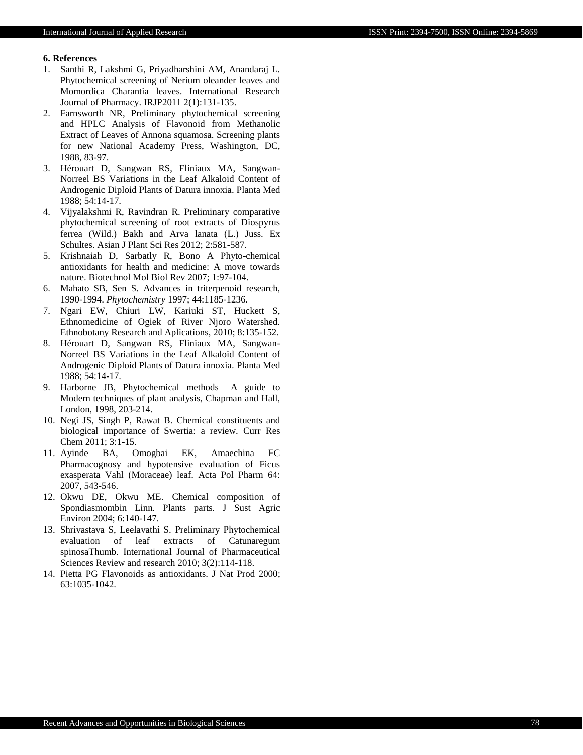**6. References**

1. Santhi R, Lakshmi G, Priyadharshini AM, Anandaraj L. Phytochemical screening of Nerium oleander leaves and Momordica Charantia leaves. International Research Journal of Pharmacy. IRJP2011 2(1):131-135.
2. Farnsworth NR, Preliminary phytochemical screening and HPLC Analysis of Flavonoid from Methanolic Extract of Leaves of Annona squamosa. Screening plants for new National Academy Press, Washington, DC, 1988, 83-97.
3. Hérouart D, Sangwan RS, Fliniaux MA, Sangwan-Norreel BS Variations in the Leaf Alkaloid Content of Androgenic Diploid Plants of Datura innoxia. Planta Med 1988; 54:14-17.
4. Vijyalakshmi R, Ravindran R. Preliminary comparative phytochemical screening of root extracts of Diospyrus ferrea (Wild.) Bakh and Arva lanata (L.) Juss. Ex Schultes. Asian J Plant Sci Res 2012; 2:581-587.
5. Krishnaiah D, Sarbatly R, Bono A Phyto-chemical antioxidants for health and medicine: A move towards nature. Biotechnol Mol Biol Rev 2007; 1:97-104.
6. Mahato SB, Sen S. Advances in triterpenoid research, 1990-1994. *Phytochemistry* 1997; 44:1185-1236.
7. Ngari EW, Chiuri LW, Kariuki ST, Huckett S, Ethnomedicine of Ogiek of River Njoro Watershed. Ethnobotany Research and Aplications, 2010; 8:135-152.
8. Hérouart D, Sangwan RS, Fliniaux MA, Sangwan-Norreel BS Variations in the Leaf Alkaloid Content of Androgenic Diploid Plants of Datura innoxia. Planta Med 1988; 54:14-17.
9. Harborne JB, Phytochemical methods –A guide to Modern techniques of plant analysis, Chapman and Hall, London, 1998, 203-214.
10. Negi JS, Singh P, Rawat B. Chemical constituents and biological importance of Swertia: a review. Curr Res Chem 2011; 3:1-15.
11. Ayinde BA, Omogbai EK, Amaechina FC Pharmacognosy and hypotensive evaluation of Ficus exasperata Vahl (Moraceae) leaf. Acta Pol Pharm 64: 2007, 543-546.
12. Okwu DE, Okwu ME. Chemical composition of Spondiasmombin Linn. Plants parts. J Sust Agric Environ 2004; 6:140-147.
13. Shrivastava S, Leelavathi S. Preliminary Phytochemical evaluation of leaf extracts of Catunaregum spinosaThumb. International Journal of Pharmaceutical Sciences Review and research 2010; 3(2):114-118.
14. Pietta PG Flavonoids as antioxidants. J Nat Prod 2000; 63:1035-1042.